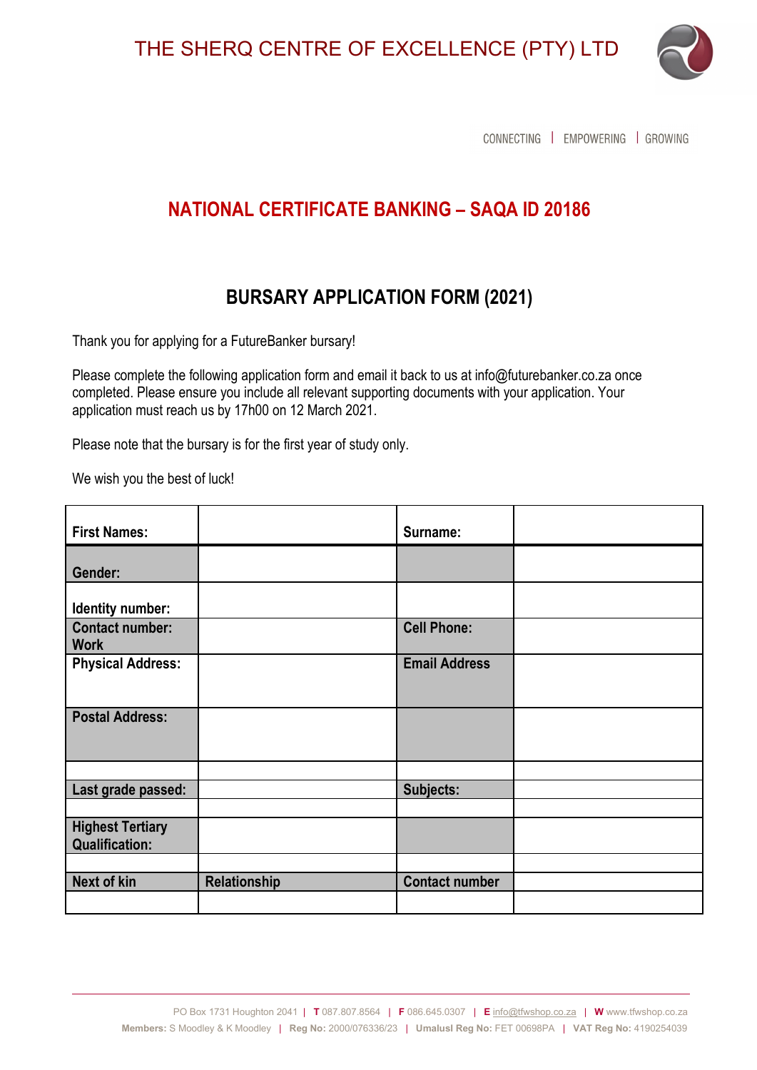# THE SHERQ CENTRE OF EXCELLENCE (PTY) LTD

CONNECTING | EMPOWERING | GROWING

## NATIONAL CERTIFICATE BANKING – SAQA ID 20186

## BURSARY APPLICATION FORM (2021)

Thank you for applying for a FutureBanker bursary!

Please complete the following application form and email it back to us at info@futurebanker.co.za once completed. Please ensure you include all relevant supporting documents with your application. Your application must reach us by 17h00 on 12 March 2021.

Please note that the bursary is for the first year of study only.

We wish you the best of luck!

| First Names: | | Surname: | |
|---|---|---|---|
| Gender: | | | |
| Identity number: | | | |
| Contact number: Work | | Cell Phone: | |
| Physical Address: | | Email Address | |
| Postal Address: | | | |
| | | | |
| Last grade passed: | | Subjects: | |
| | | | |
| Highest Tertiary Qualification: | | | |
| | | | |
| Next of kin | Relationship | Contact number | |
| | | | |

PO Box 1731 Houghton 2041 | **T** 087.807.8564 | **F** 086.645.0307 | **E** info@tfwshop.co.za | **W** www.tfwshop.co.za
**Members:** S Moodley & K Moodley | **Reg No:** 2000/076336/23 | **Umalusi Reg No:** FET 00698PA | **VAT Reg No:** 4190254039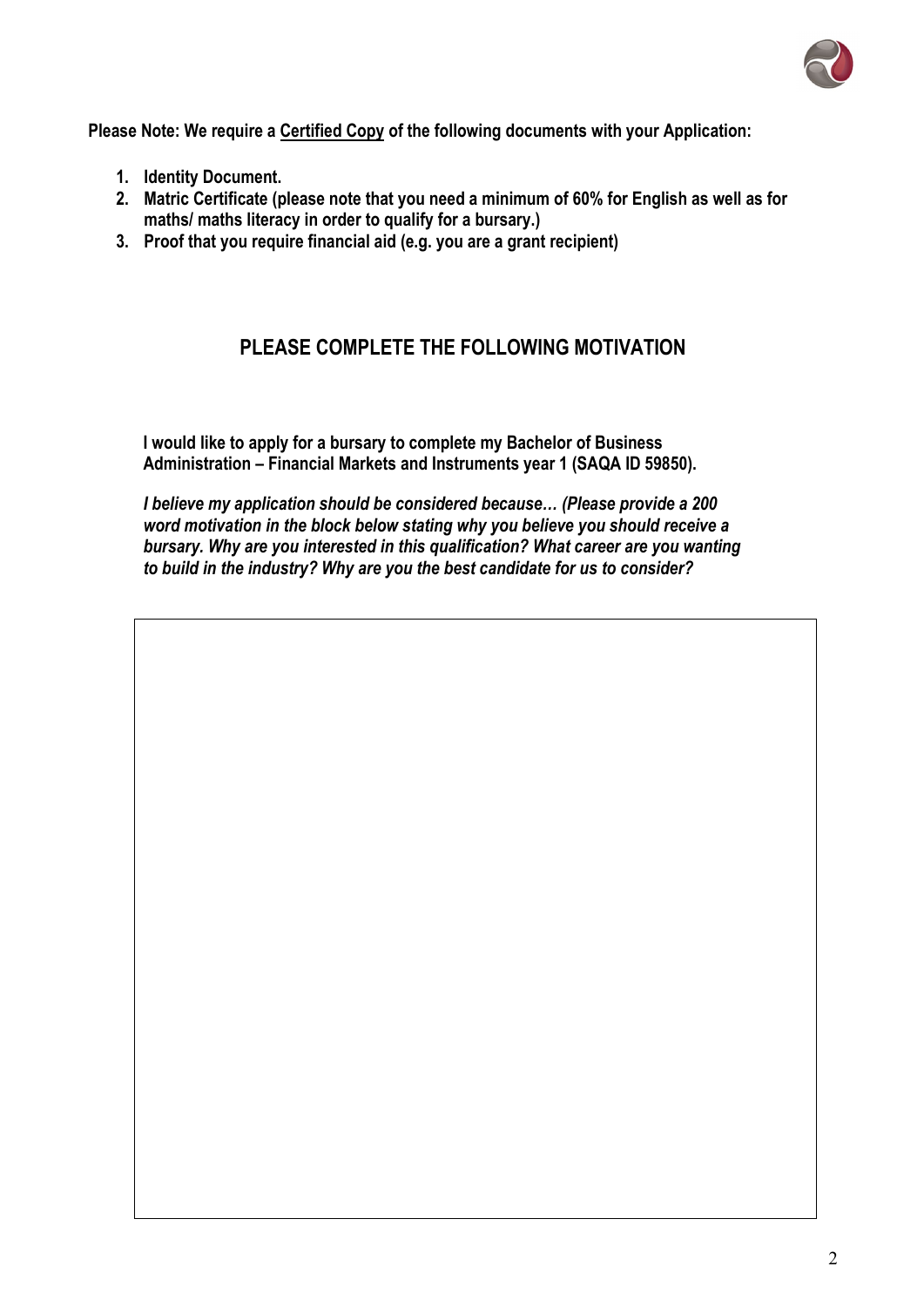**Please Note: We require a <u>Certified Copy</u> of the following documents with your Application:**

1. **Identity Document.**
2. **Matric Certificate (please note that you need a minimum of 60% for English as well as for maths/ maths literacy in order to qualify for a bursary.)**
3. **Proof that you require financial aid (e.g. you are a grant recipient)**

## PLEASE COMPLETE THE FOLLOWING MOTIVATION

**I would like to apply for a bursary to complete my Bachelor of Business Administration – Financial Markets and Instruments year 1 (SAQA ID 59850).**

***I believe my application should be considered because… (Please provide a 200 word motivation in the block below stating why you believe you should receive a bursary. Why are you interested in this qualification? What career are you wanting to build in the industry? Why are you the best candidate for us to consider?***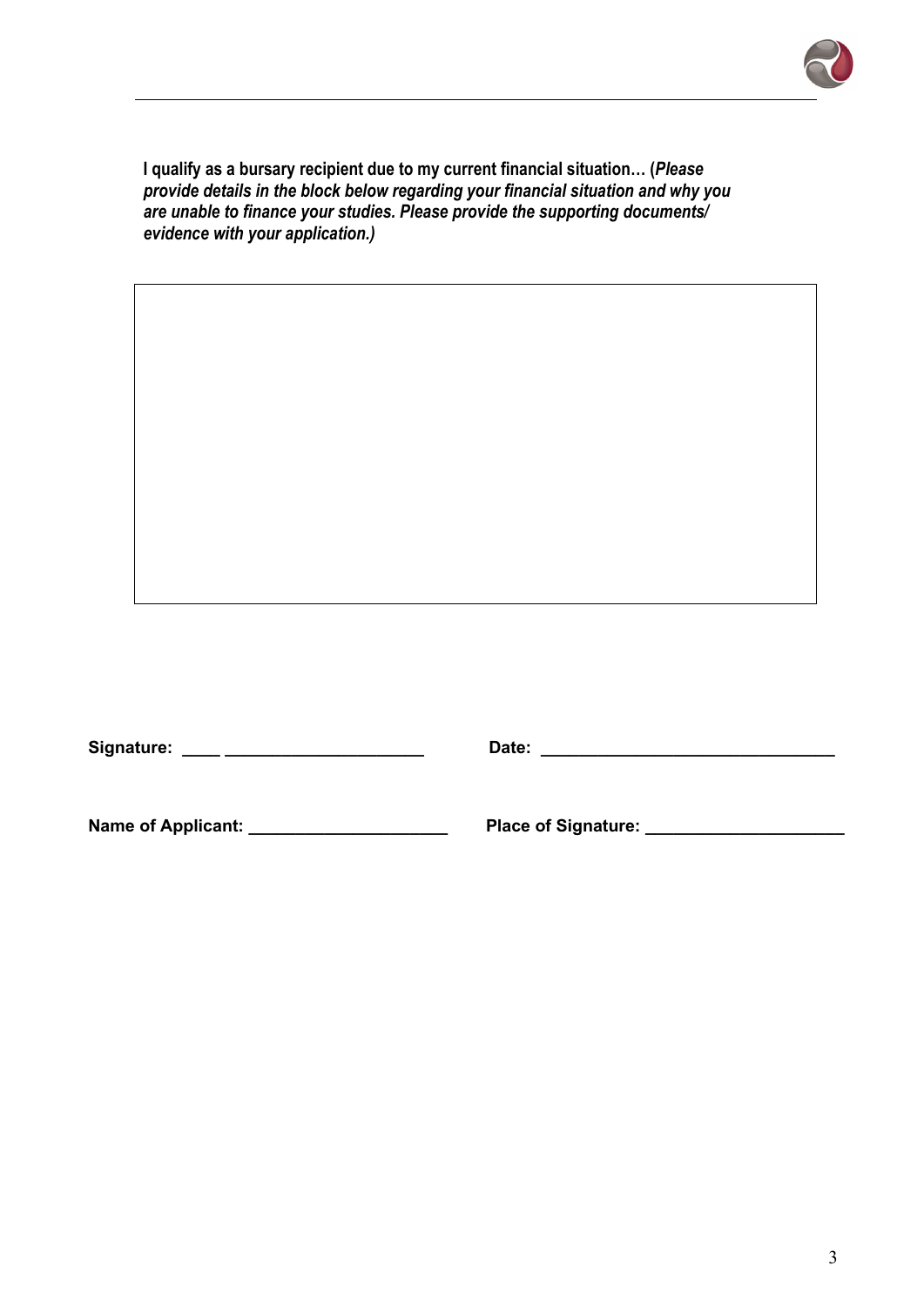**I qualify as a bursary recipient due to my current financial situation… (*Please provide details in the block below regarding your financial situation and why you are unable to finance your studies. Please provide the supporting documents/ evidence with your application.)***

| |
|---|
| |

**Signature:** ____ ____________________ **Date:** ______________________________

**Name of Applicant:** ____________________ **Place of Signature:** ____________________